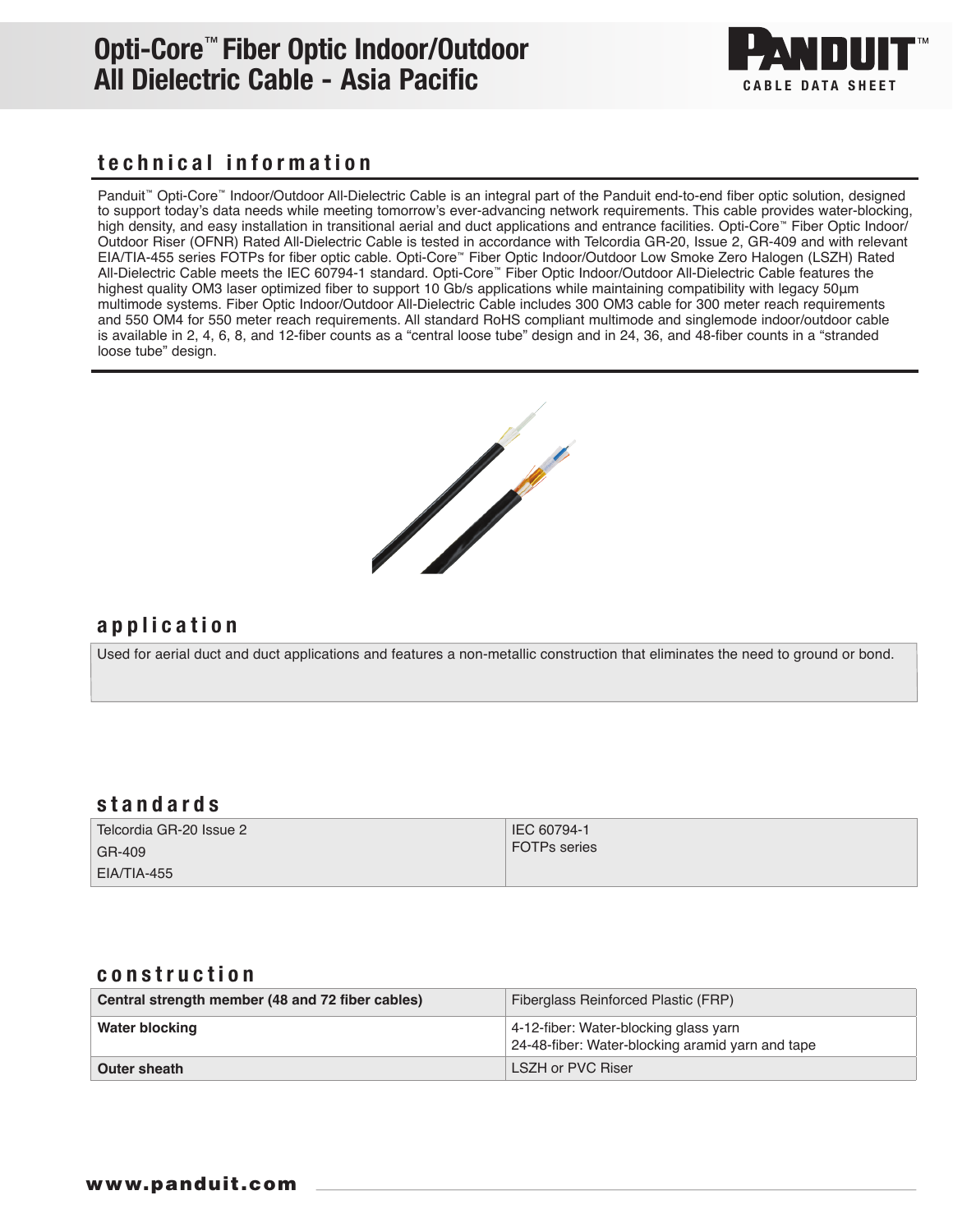# Opti-Core™ Fiber Optic Indoor/Outdoor All Dielectric Cable - Asia Pacific

PANDUIT™
CABLE DATA SHEET

## technical information

Panduit™ Opti-Core™ Indoor/Outdoor All-Dielectric Cable is an integral part of the Panduit end-to-end fiber optic solution, designed to support today's data needs while meeting tomorrow's ever-advancing network requirements. This cable provides water-blocking, high density, and easy installation in transitional aerial and duct applications and entrance facilities. Opti-Core™ Fiber Optic Indoor/Outdoor Riser (OFNR) Rated All-Dielectric Cable is tested in accordance with Telcordia GR-20, Issue 2, GR-409 and with relevant EIA/TIA-455 series FOTPs for fiber optic cable. Opti-Core™ Fiber Optic Indoor/Outdoor Low Smoke Zero Halogen (LSZH) Rated All-Dielectric Cable meets the IEC 60794-1 standard. Opti-Core™ Fiber Optic Indoor/Outdoor All-Dielectric Cable features the highest quality OM3 laser optimized fiber to support 10 Gb/s applications while maintaining compatibility with legacy 50µm multimode systems. Fiber Optic Indoor/Outdoor All-Dielectric Cable includes 300 OM3 cable for 300 meter reach requirements and 550 OM4 for 550 meter reach requirements. All standard RoHS compliant multimode and singlemode indoor/outdoor cable is available in 2, 4, 6, 8, and 12-fiber counts as a "central loose tube" design and in 24, 36, and 48-fiber counts in a "stranded loose tube" design.

## application

Used for aerial duct and duct applications and features a non-metallic construction that eliminates the need to ground or bond.

## standards

| | |
|---|---|
| Telcordia GR-20 Issue 2 | IEC 60794-1 |
| GR-409 | FOTPs series |
| EIA/TIA-455 | |

## construction

| | |
|---|---|
| **Central strength member (48 and 72 fiber cables)** | Fiberglass Reinforced Plastic (FRP) |
| **Water blocking** | 4-12-fiber: Water-blocking glass yarn<br>24-48-fiber: Water-blocking aramid yarn and tape |
| **Outer sheath** | LSZH or PVC Riser |

www.panduit.com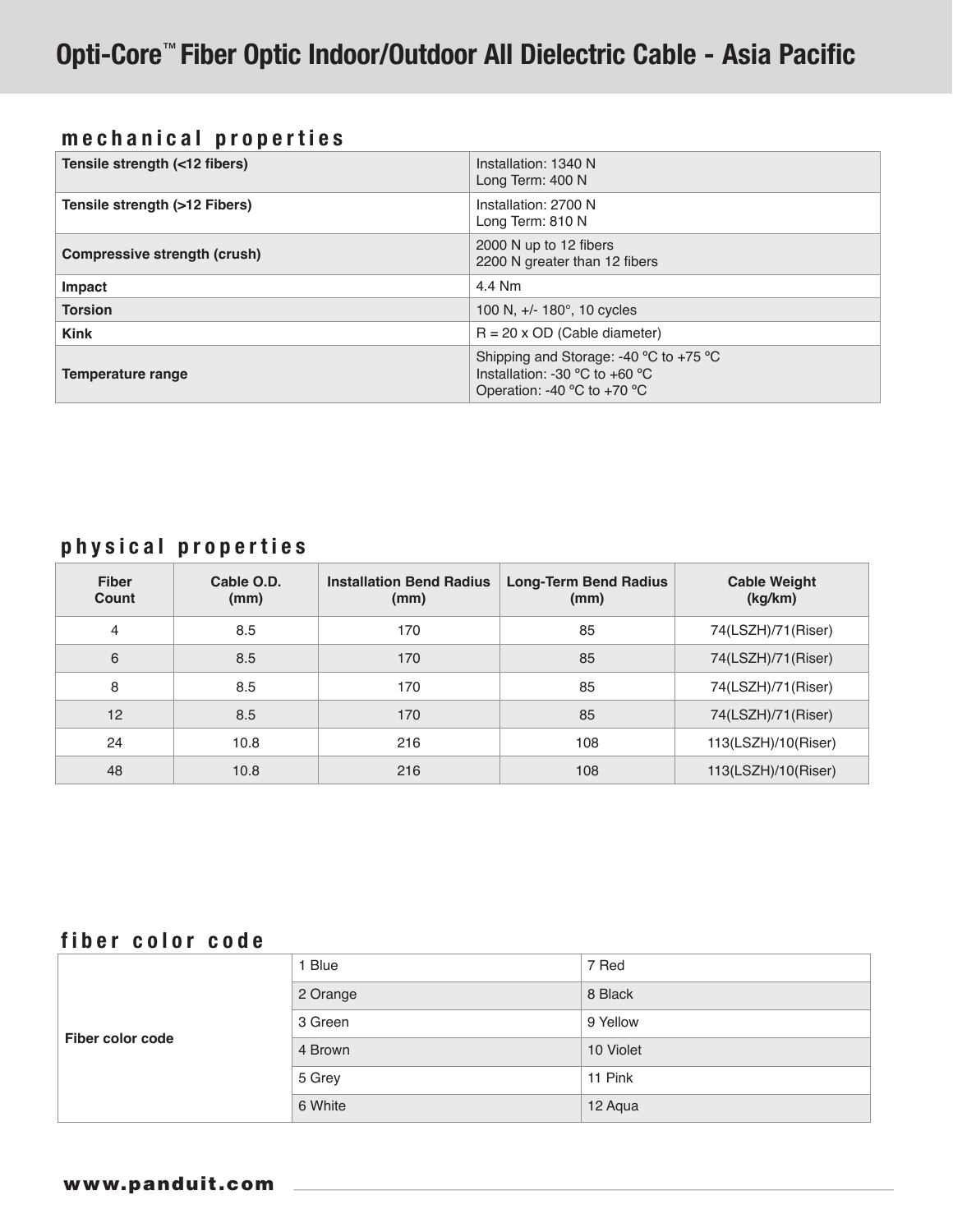# Opti-Core™ Fiber Optic Indoor/Outdoor All Dielectric Cable - Asia Pacific

## mechanical properties

| | |
|---|---|
| **Tensile strength (<12 fibers)** | Installation: 1340 N<br>Long Term: 400 N |
| **Tensile strength (>12 Fibers)** | Installation: 2700 N<br>Long Term: 810 N |
| **Compressive strength (crush)** | 2000 N up to 12 fibers<br>2200 N greater than 12 fibers |
| **Impact** | 4.4 Nm |
| **Torsion** | 100 N, +/- 180°, 10 cycles |
| **Kink** | R = 20 x OD (Cable diameter) |
| **Temperature range** | Shipping and Storage: -40 °C to +75 °C<br>Installation: -30 °C to +60 °C<br>Operation: -40 °C to +70 °C |

## physical properties

| Fiber Count | Cable O.D. (mm) | Installation Bend Radius (mm) | Long-Term Bend Radius (mm) | Cable Weight (kg/km) |
|---|---|---|---|---|
| 4 | 8.5 | 170 | 85 | 74(LSZH)/71(Riser) |
| 6 | 8.5 | 170 | 85 | 74(LSZH)/71(Riser) |
| 8 | 8.5 | 170 | 85 | 74(LSZH)/71(Riser) |
| 12 | 8.5 | 170 | 85 | 74(LSZH)/71(Riser) |
| 24 | 10.8 | 216 | 108 | 113(LSZH)/10(Riser) |
| 48 | 10.8 | 216 | 108 | 113(LSZH)/10(Riser) |

## fiber color code

| | | |
|---|---|---|
| **Fiber color code** | 1 Blue | 7 Red |
| | 2 Orange | 8 Black |
| | 3 Green | 9 Yellow |
| | 4 Brown | 10 Violet |
| | 5 Grey | 11 Pink |
| | 6 White | 12 Aqua |

**www.panduit.com**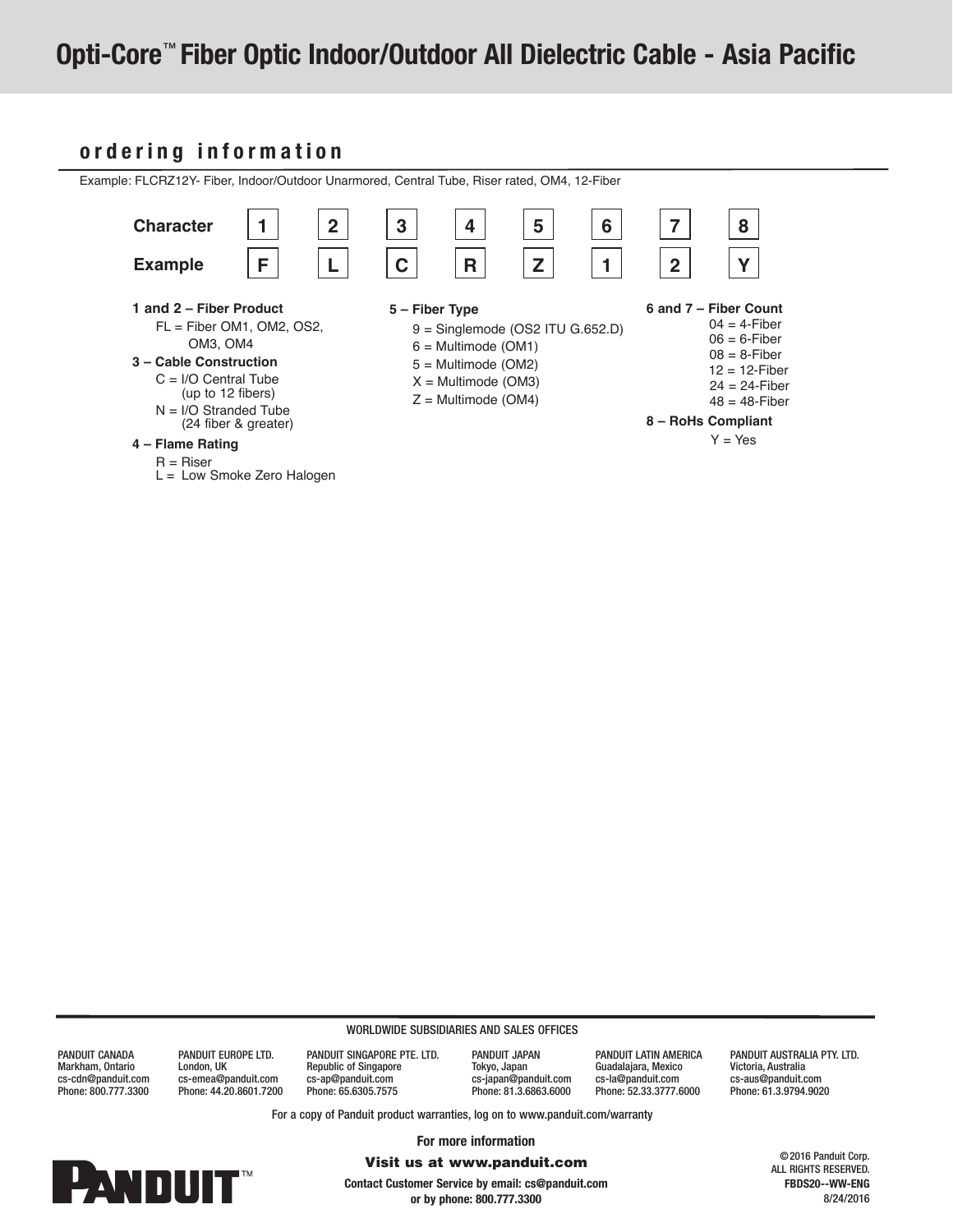# Opti-Core™ Fiber Optic Indoor/Outdoor All Dielectric Cable - Asia Pacific

## ordering information

Example: FLCRZ12Y- Fiber, Indoor/Outdoor Unarmored, Central Tube, Riser rated, OM4, 12-Fiber

| Character | 1 | 2 | 3 | 4 | 5 | 6 | 7 | 8 |
|---|---|---|---|---|---|---|---|---|
| Example | F | L | C | R | Z | 1 | 2 | Y |

**1 and 2 – Fiber Product**
- FL = Fiber OM1, OM2, OS2, OM3, OM4

**3 – Cable Construction**
- C = I/O Central Tube (up to 12 fibers)
- N = I/O Stranded Tube (24 fiber & greater)

**4 – Flame Rating**
- R = Riser
- L = Low Smoke Zero Halogen

**5 – Fiber Type**
- 9 = Singlemode (OS2 ITU G.652.D)
- 6 = Multimode (OM1)
- 5 = Multimode (OM2)
- X = Multimode (OM3)
- Z = Multimode (OM4)

**6 and 7 – Fiber Count**
- 04 = 4-Fiber
- 06 = 6-Fiber
- 08 = 8-Fiber
- 12 = 12-Fiber
- 24 = 24-Fiber
- 48 = 48-Fiber

**8 – RoHs Compliant**
- Y = Yes

WORLDWIDE SUBSIDIARIES AND SALES OFFICES

PANDUIT CANADA
Markham, Ontario
cs-cdn@panduit.com
Phone: 800.777.3300

PANDUIT EUROPE LTD.
London, UK
cs-emea@panduit.com
Phone: 44.20.8601.7200

PANDUIT SINGAPORE PTE. LTD.
Republic of Singapore
cs-ap@panduit.com
Phone: 65.6305.7575

PANDUIT JAPAN
Tokyo, Japan
cs-japan@panduit.com
Phone: 81.3.6863.6000

PANDUIT LATIN AMERICA
Guadalajara, Mexico
cs-la@panduit.com
Phone: 52.33.3777.6000

PANDUIT AUSTRALIA PTY. LTD.
Victoria, Australia
cs-aus@panduit.com
Phone: 61.3.9794.9020

For a copy of Panduit product warranties, log on to www.panduit.com/warranty

**For more information**

**Visit us at www.panduit.com**

**Contact Customer Service by email: cs@panduit.com or by phone: 800.777.3300**

PANDUIT™

©2016 Panduit Corp.
ALL RIGHTS RESERVED.
**FBDS20--WW-ENG**
8/24/2016